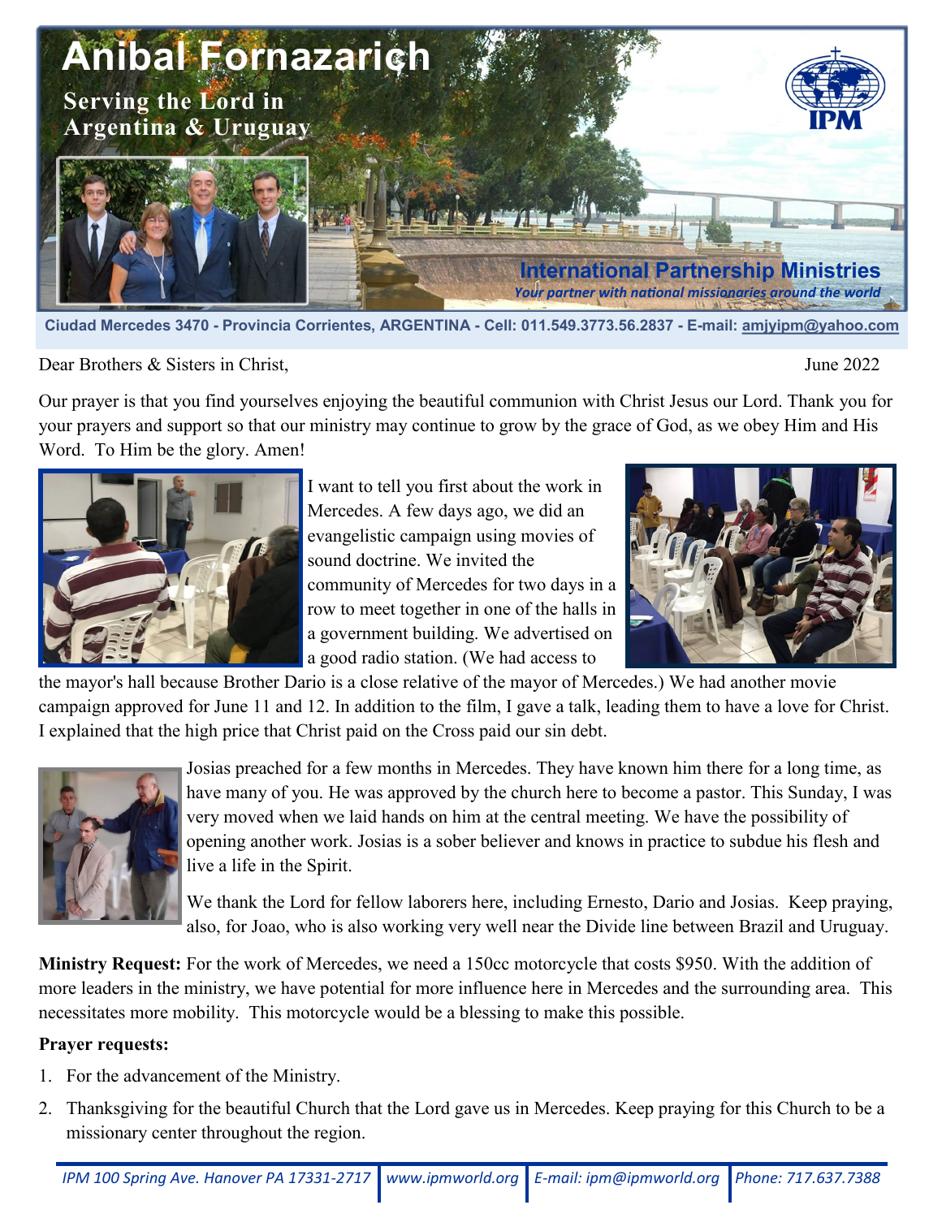# Anibal Fornazarich

**Serving the Lord in Argentina & Uruguay**

**International Partnership Ministries**

*Your partner with national missionaries around the world*

Ciudad Mercedes 3470 - Provincia Corrientes, ARGENTINA - Cell: 011.549.3773.56.2837 - E-mail: amjyipm@yahoo.com

Dear Brothers & Sisters in Christ,

June 2022

Our prayer is that you find yourselves enjoying the beautiful communion with Christ Jesus our Lord. Thank you for your prayers and support so that our ministry may continue to grow by the grace of God, as we obey Him and His Word. To Him be the glory. Amen!

I want to tell you first about the work in Mercedes. A few days ago, we did an evangelistic campaign using movies of sound doctrine. We invited the community of Mercedes for two days in a row to meet together in one of the halls in a government building. We advertised on a good radio station. (We had access to the mayor's hall because Brother Dario is a close relative of the mayor of Mercedes.) We had another movie campaign approved for June 11 and 12. In addition to the film, I gave a talk, leading them to have a love for Christ. I explained that the high price that Christ paid on the Cross paid our sin debt.

Josias preached for a few months in Mercedes. They have known him there for a long time, as have many of you. He was approved by the church here to become a pastor. This Sunday, I was very moved when we laid hands on him at the central meeting. We have the possibility of opening another work. Josias is a sober believer and knows in practice to subdue his flesh and live a life in the Spirit.

We thank the Lord for fellow laborers here, including Ernesto, Dario and Josias. Keep praying, also, for Joao, who is also working very well near the Divide line between Brazil and Uruguay.

**Ministry Request:** For the work of Mercedes, we need a 150cc motorcycle that costs $950. With the addition of more leaders in the ministry, we have potential for more influence here in Mercedes and the surrounding area. This necessitates more mobility. This motorcycle would be a blessing to make this possible.

**Prayer requests:**

1. For the advancement of the Ministry.
2. Thanksgiving for the beautiful Church that the Lord gave us in Mercedes. Keep praying for this Church to be a missionary center throughout the region.

IPM 100 Spring Ave. Hanover PA 17331-2717 | www.ipmworld.org | E-mail: ipm@ipmworld.org | Phone: 717.637.7388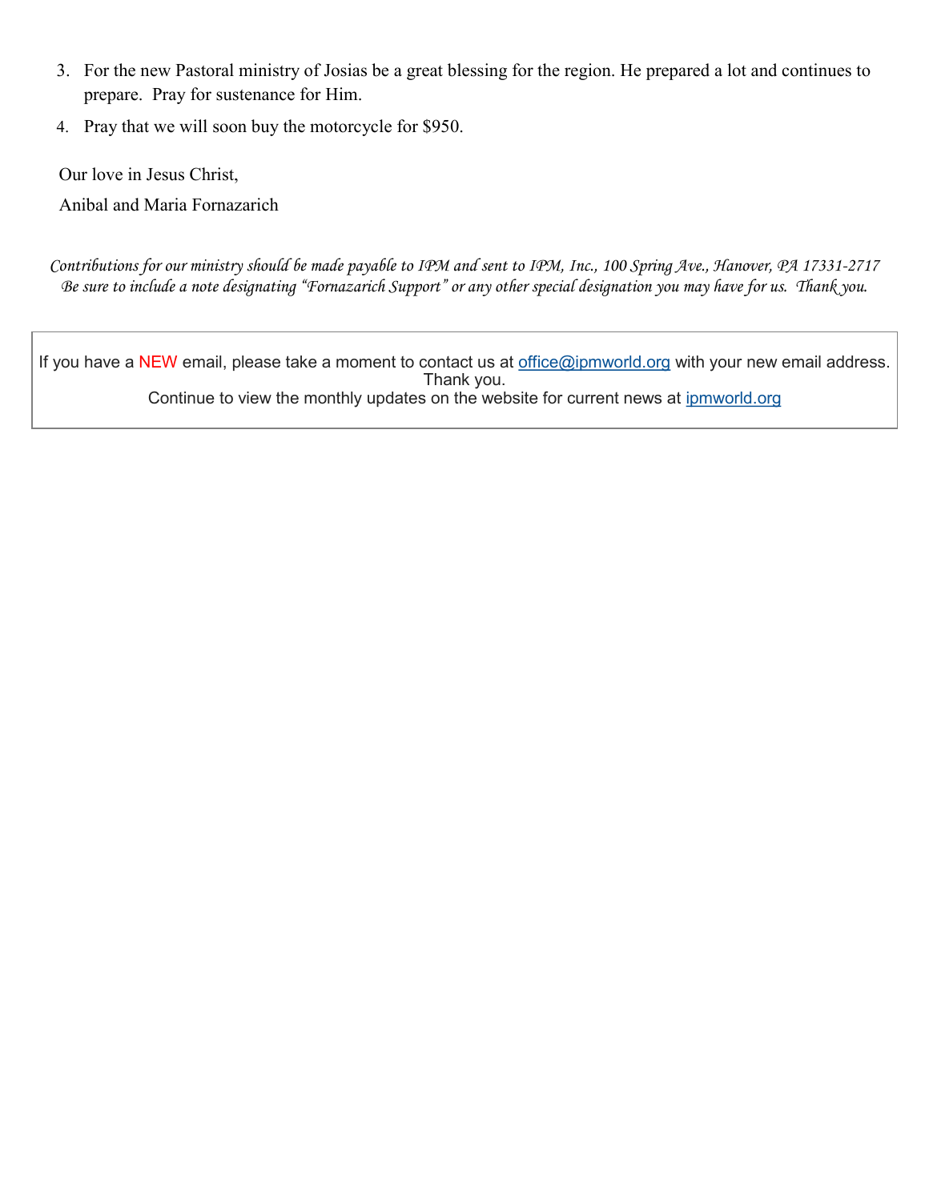3. For the new Pastoral ministry of Josias be a great blessing for the region. He prepared a lot and continues to prepare. Pray for sustenance for Him.
4. Pray that we will soon buy the motorcycle for $950.

Our love in Jesus Christ,

Anibal and Maria Fornazarich

*Contributions for our ministry should be made payable to IPM and sent to IPM, Inc., 100 Spring Ave., Hanover, PA 17331-2717*
*Be sure to include a note designating "Fornazarich Support" or any other special designation you may have for us. Thank you.*

If you have a NEW email, please take a moment to contact us at office@ipmworld.org with your new email address. Thank you.
Continue to view the monthly updates on the website for current news at ipmworld.org